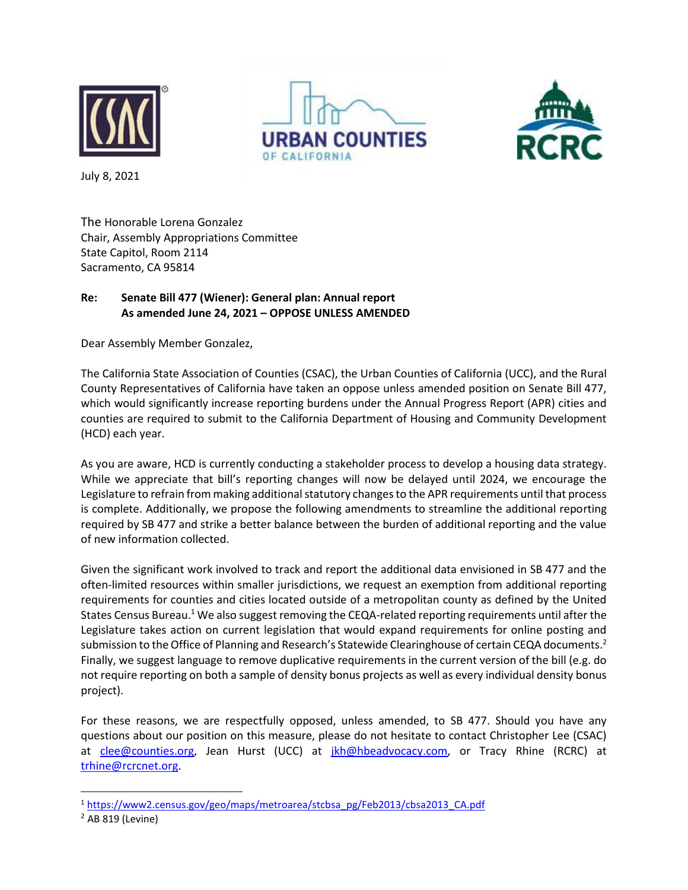July 8, 2021

The Honorable Lorena Gonzalez
Chair, Assembly Appropriations Committee
State Capitol, Room 2114
Sacramento, CA 95814

**Re: Senate Bill 477 (Wiener): General plan: Annual report**
**As amended June 24, 2021 – OPPOSE UNLESS AMENDED**

Dear Assembly Member Gonzalez,

The California State Association of Counties (CSAC), the Urban Counties of California (UCC), and the Rural County Representatives of California have taken an oppose unless amended position on Senate Bill 477, which would significantly increase reporting burdens under the Annual Progress Report (APR) cities and counties are required to submit to the California Department of Housing and Community Development (HCD) each year.

As you are aware, HCD is currently conducting a stakeholder process to develop a housing data strategy. While we appreciate that bill's reporting changes will now be delayed until 2024, we encourage the Legislature to refrain from making additional statutory changes to the APR requirements until that process is complete. Additionally, we propose the following amendments to streamline the additional reporting required by SB 477 and strike a better balance between the burden of additional reporting and the value of new information collected.

Given the significant work involved to track and report the additional data envisioned in SB 477 and the often-limited resources within smaller jurisdictions, we request an exemption from additional reporting requirements for counties and cities located outside of a metropolitan county as defined by the United States Census Bureau.[1] We also suggest removing the CEQA-related reporting requirements until after the Legislature takes action on current legislation that would expand requirements for online posting and submission to the Office of Planning and Research's Statewide Clearinghouse of certain CEQA documents.[2] Finally, we suggest language to remove duplicative requirements in the current version of the bill (e.g. do not require reporting on both a sample of density bonus projects as well as every individual density bonus project).

For these reasons, we are respectfully opposed, unless amended, to SB 477. Should you have any questions about our position on this measure, please do not hesitate to contact Christopher Lee (CSAC) at clee@counties.org, Jean Hurst (UCC) at jkh@hbeadvocacy.com, or Tracy Rhine (RCRC) at trhine@rcrcnet.org.

---

[1] https://www2.census.gov/geo/maps/metroarea/stcbsa_pg/Feb2013/cbsa2013_CA.pdf

[2] AB 819 (Levine)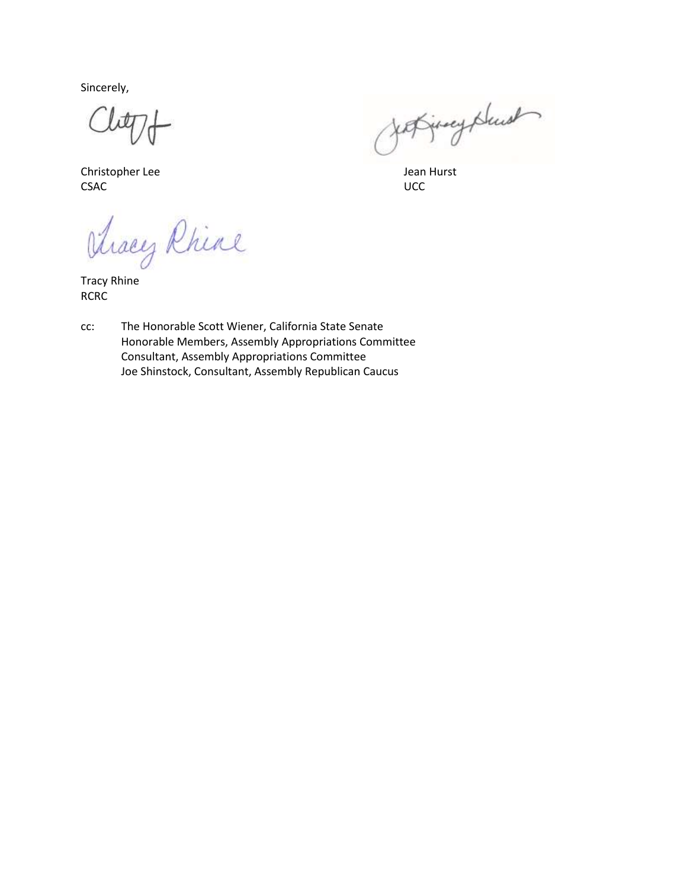Sincerely,

Christopher Lee
CSAC

Jean Hurst
UCC

Tracy Rhine
RCRC

cc: The Honorable Scott Wiener, California State Senate
Honorable Members, Assembly Appropriations Committee
Consultant, Assembly Appropriations Committee
Joe Shinstock, Consultant, Assembly Republican Caucus